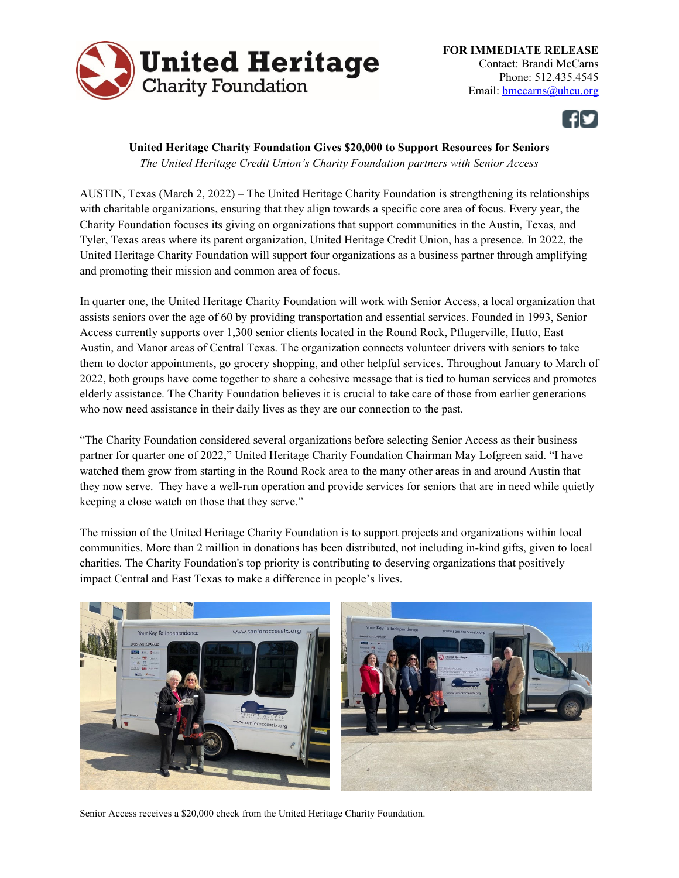United Heritage Charity Foundation

**FOR IMMEDIATE RELEASE**
Contact: Brandi McCarns
Phone: 512.435.4545
Email: bmccarns@uhcu.org

**United Heritage Charity Foundation Gives $20,000 to Support Resources for Seniors**

*The United Heritage Credit Union's Charity Foundation partners with Senior Access*

AUSTIN, Texas (March 2, 2022) – The United Heritage Charity Foundation is strengthening its relationships with charitable organizations, ensuring that they align towards a specific core area of focus. Every year, the Charity Foundation focuses its giving on organizations that support communities in the Austin, Texas, and Tyler, Texas areas where its parent organization, United Heritage Credit Union, has a presence. In 2022, the United Heritage Charity Foundation will support four organizations as a business partner through amplifying and promoting their mission and common area of focus.

In quarter one, the United Heritage Charity Foundation will work with Senior Access, a local organization that assists seniors over the age of 60 by providing transportation and essential services. Founded in 1993, Senior Access currently supports over 1,300 senior clients located in the Round Rock, Pflugerville, Hutto, East Austin, and Manor areas of Central Texas. The organization connects volunteer drivers with seniors to take them to doctor appointments, go grocery shopping, and other helpful services. Throughout January to March of 2022, both groups have come together to share a cohesive message that is tied to human services and promotes elderly assistance. The Charity Foundation believes it is crucial to take care of those from earlier generations who now need assistance in their daily lives as they are our connection to the past.

"The Charity Foundation considered several organizations before selecting Senior Access as their business partner for quarter one of 2022," United Heritage Charity Foundation Chairman May Lofgreen said. "I have watched them grow from starting in the Round Rock area to the many other areas in and around Austin that they now serve. They have a well-run operation and provide services for seniors that are in need while quietly keeping a close watch on those that they serve."

The mission of the United Heritage Charity Foundation is to support projects and organizations within local communities. More than 2 million in donations has been distributed, not including in-kind gifts, given to local charities. The Charity Foundation's top priority is contributing to deserving organizations that positively impact Central and East Texas to make a difference in people's lives.

Senior Access receives a $20,000 check from the United Heritage Charity Foundation.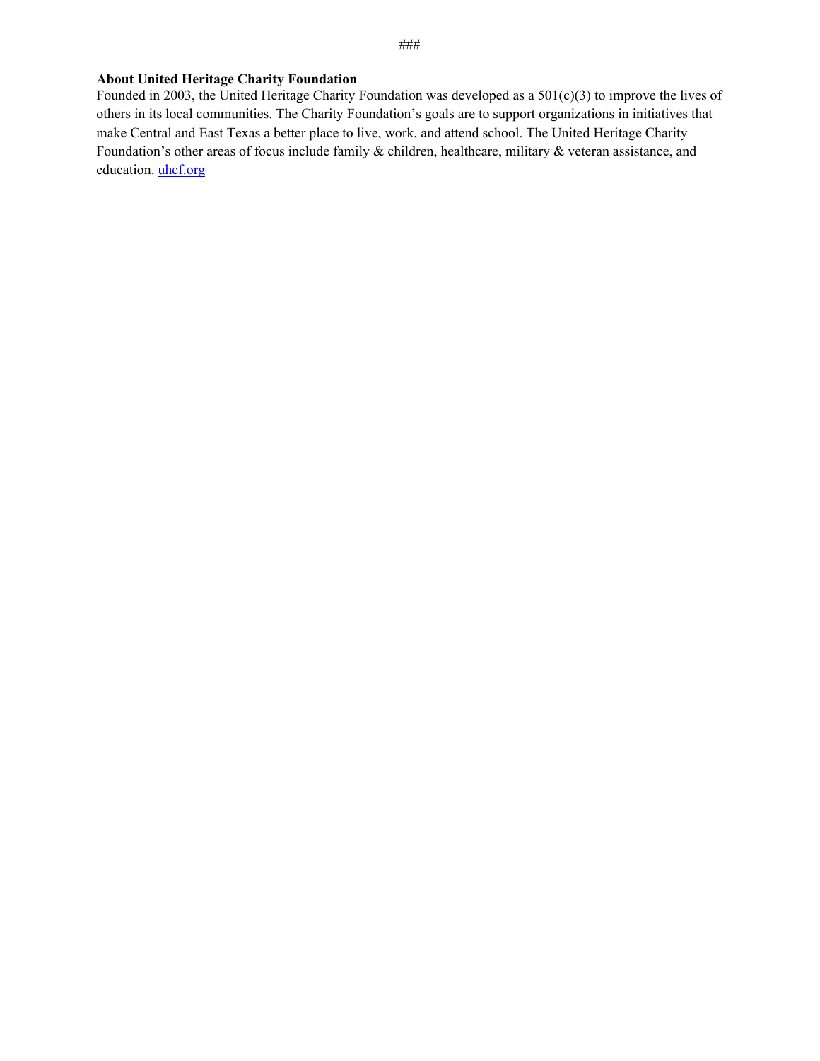###

**About United Heritage Charity Foundation**

Founded in 2003, the United Heritage Charity Foundation was developed as a 501(c)(3) to improve the lives of others in its local communities. The Charity Foundation's goals are to support organizations in initiatives that make Central and East Texas a better place to live, work, and attend school. The United Heritage Charity Foundation's other areas of focus include family & children, healthcare, military & veteran assistance, and education. [uhcf.org](uhcf.org)